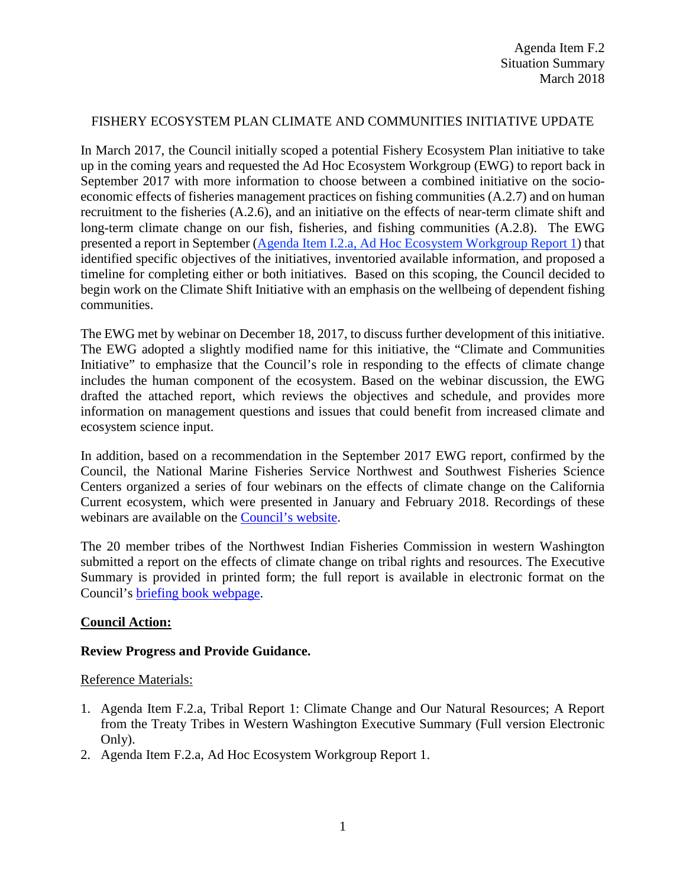Agenda Item F.2
Situation Summary
March 2018

# FISHERY ECOSYSTEM PLAN CLIMATE AND COMMUNITIES INITIATIVE UPDATE

In March 2017, the Council initially scoped a potential Fishery Ecosystem Plan initiative to take up in the coming years and requested the Ad Hoc Ecosystem Workgroup (EWG) to report back in September 2017 with more information to choose between a combined initiative on the socio-economic effects of fisheries management practices on fishing communities (A.2.7) and on human recruitment to the fisheries (A.2.6), and an initiative on the effects of near-term climate shift and long-term climate change on our fish, fisheries, and fishing communities (A.2.8). The EWG presented a report in September (Agenda Item I.2.a, Ad Hoc Ecosystem Workgroup Report 1) that identified specific objectives of the initiatives, inventoried available information, and proposed a timeline for completing either or both initiatives. Based on this scoping, the Council decided to begin work on the Climate Shift Initiative with an emphasis on the wellbeing of dependent fishing communities.

The EWG met by webinar on December 18, 2017, to discuss further development of this initiative. The EWG adopted a slightly modified name for this initiative, the "Climate and Communities Initiative" to emphasize that the Council's role in responding to the effects of climate change includes the human component of the ecosystem. Based on the webinar discussion, the EWG drafted the attached report, which reviews the objectives and schedule, and provides more information on management questions and issues that could benefit from increased climate and ecosystem science input.

In addition, based on a recommendation in the September 2017 EWG report, confirmed by the Council, the National Marine Fisheries Service Northwest and Southwest Fisheries Science Centers organized a series of four webinars on the effects of climate change on the California Current ecosystem, which were presented in January and February 2018. Recordings of these webinars are available on the Council's website.

The 20 member tribes of the Northwest Indian Fisheries Commission in western Washington submitted a report on the effects of climate change on tribal rights and resources. The Executive Summary is provided in printed form; the full report is available in electronic format on the Council's briefing book webpage.

**Council Action:**

**Review Progress and Provide Guidance.**

Reference Materials:

1. Agenda Item F.2.a, Tribal Report 1: Climate Change and Our Natural Resources; A Report from the Treaty Tribes in Western Washington Executive Summary (Full version Electronic Only).
2. Agenda Item F.2.a, Ad Hoc Ecosystem Workgroup Report 1.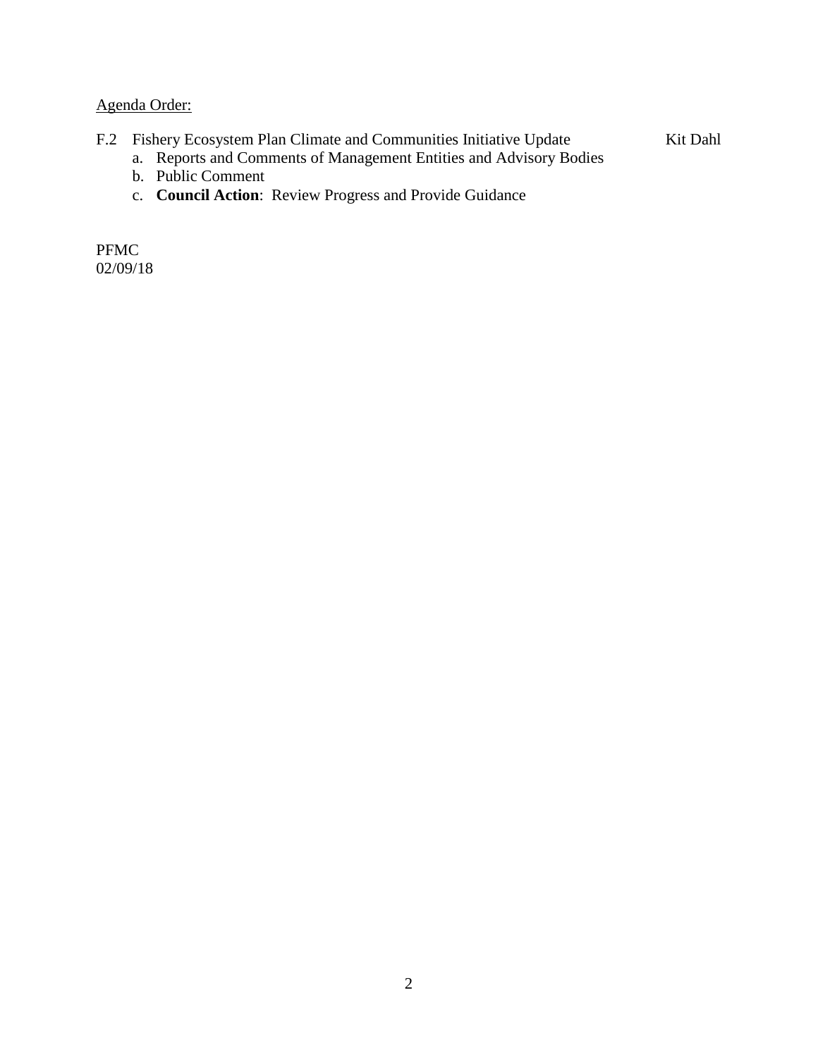Agenda Order:

F.2 Fishery Ecosystem Plan Climate and Communities Initiative Update Kit Dahl

a. Reports and Comments of Management Entities and Advisory Bodies
b. Public Comment
c. **Council Action**: Review Progress and Provide Guidance

PFMC
02/09/18